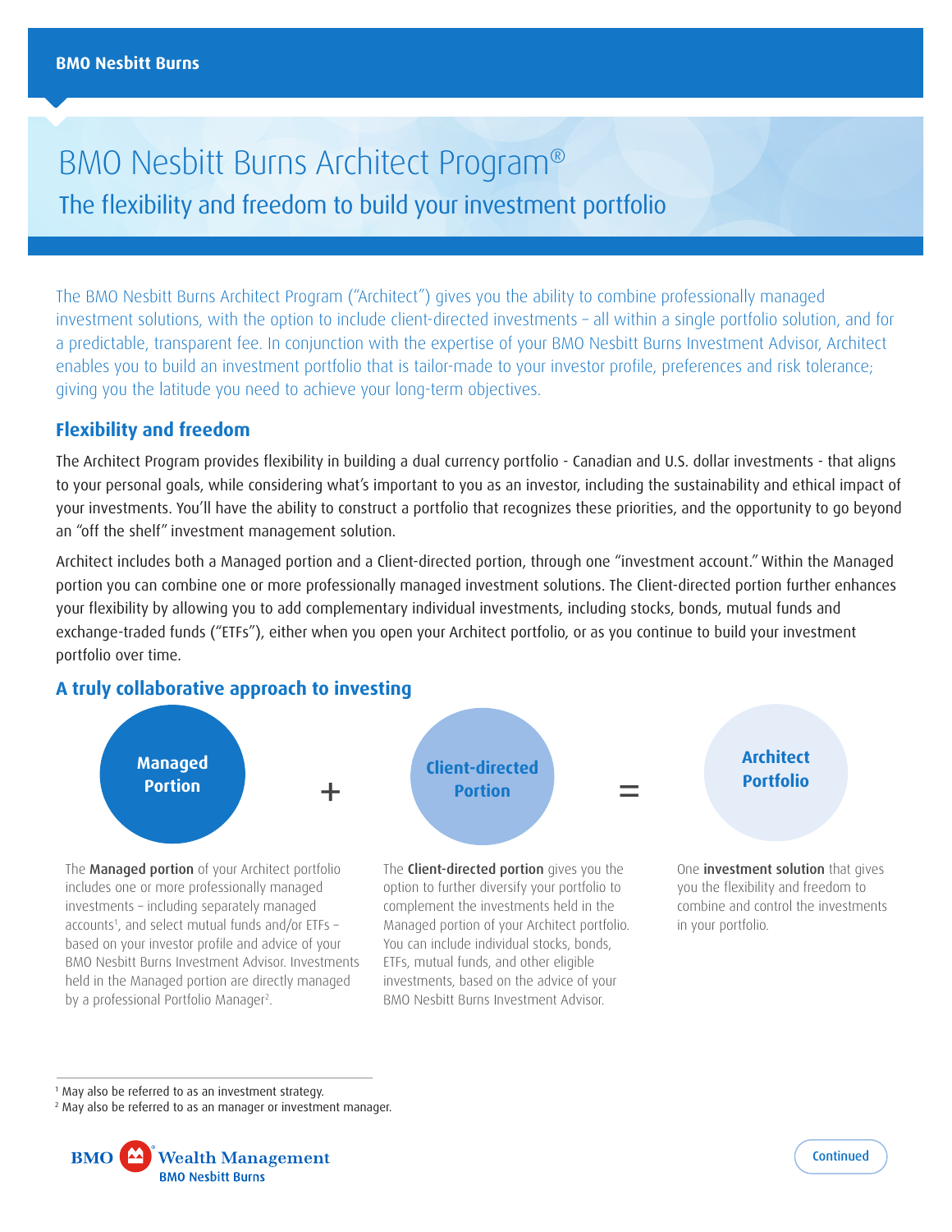BMO Nesbitt Burns

# BMO Nesbitt Burns Architect Program®

## The flexibility and freedom to build your investment portfolio

The BMO Nesbitt Burns Architect Program ("Architect") gives you the ability to combine professionally managed investment solutions, with the option to include client-directed investments – all within a single portfolio solution, and for a predictable, transparent fee. In conjunction with the expertise of your BMO Nesbitt Burns Investment Advisor, Architect enables you to build an investment portfolio that is tailor-made to your investor profile, preferences and risk tolerance; giving you the latitude you need to achieve your long-term objectives.

### Flexibility and freedom

The Architect Program provides flexibility in building a dual currency portfolio - Canadian and U.S. dollar investments - that aligns to your personal goals, while considering what's important to you as an investor, including the sustainability and ethical impact of your investments. You'll have the ability to construct a portfolio that recognizes these priorities, and the opportunity to go beyond an "off the shelf" investment management solution.

Architect includes both a Managed portion and a Client-directed portion, through one "investment account." Within the Managed portion you can combine one or more professionally managed investment solutions. The Client-directed portion further enhances your flexibility by allowing you to add complementary individual investments, including stocks, bonds, mutual funds and exchange-traded funds ("ETFs"), either when you open your Architect portfolio, or as you continue to build your investment portfolio over time.

### A truly collaborative approach to investing

**Managed Portion** + **Client-directed Portion** = **Architect Portfolio**

The **Managed portion** of your Architect portfolio includes one or more professionally managed investments – including separately managed accounts[1], and select mutual funds and/or ETFs – based on your investor profile and advice of your BMO Nesbitt Burns Investment Advisor. Investments held in the Managed portion are directly managed by a professional Portfolio Manager[2].

The **Client-directed portion** gives you the option to further diversify your portfolio to complement the investments held in the Managed portion of your Architect portfolio. You can include individual stocks, bonds, ETFs, mutual funds, and other eligible investments, based on the advice of your BMO Nesbitt Burns Investment Advisor.

One **investment solution** that gives you the flexibility and freedom to combine and control the investments in your portfolio.

[1] May also be referred to as an investment strategy.

[2] May also be referred to as an manager or investment manager.

BMO Wealth Management
BMO Nesbitt Burns

Continued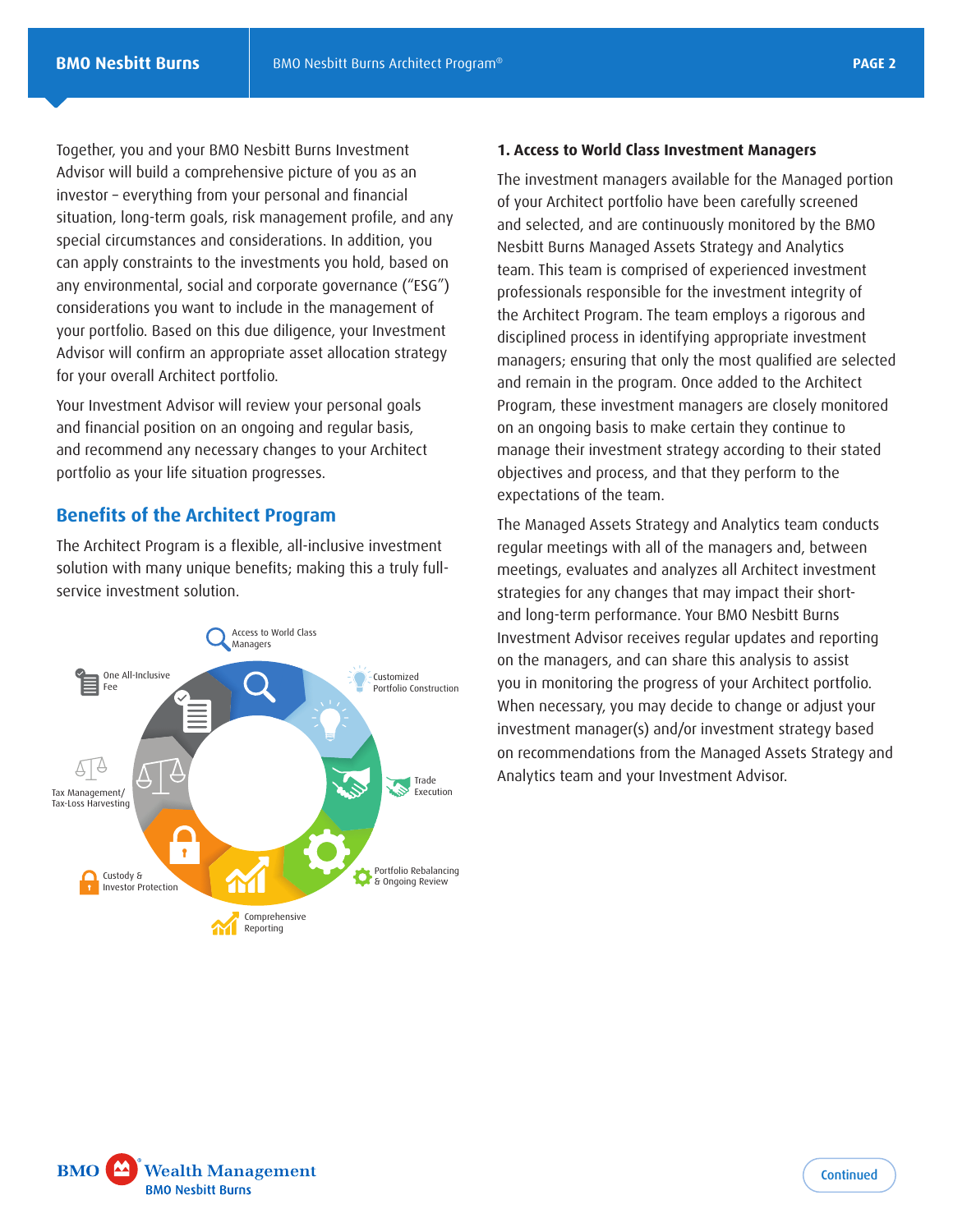Together, you and your BMO Nesbitt Burns Investment Advisor will build a comprehensive picture of you as an investor – everything from your personal and financial situation, long-term goals, risk management profile, and any special circumstances and considerations. In addition, you can apply constraints to the investments you hold, based on any environmental, social and corporate governance ("ESG") considerations you want to include in the management of your portfolio. Based on this due diligence, your Investment Advisor will confirm an appropriate asset allocation strategy for your overall Architect portfolio.

Your Investment Advisor will review your personal goals and financial position on an ongoing and regular basis, and recommend any necessary changes to your Architect portfolio as your life situation progresses.

## Benefits of the Architect Program

The Architect Program is a flexible, all-inclusive investment solution with many unique benefits; making this a truly full-service investment solution.

- Access to World Class Managers
- Customized Portfolio Construction
- Trade Execution
- Portfolio Rebalancing & Ongoing Review
- Comprehensive Reporting
- Custody & Investor Protection
- Tax Management/Tax-Loss Harvesting
- One All-Inclusive Fee

### 1. Access to World Class Investment Managers

The investment managers available for the Managed portion of your Architect portfolio have been carefully screened and selected, and are continuously monitored by the BMO Nesbitt Burns Managed Assets Strategy and Analytics team. This team is comprised of experienced investment professionals responsible for the investment integrity of the Architect Program. The team employs a rigorous and disciplined process in identifying appropriate investment managers; ensuring that only the most qualified are selected and remain in the program. Once added to the Architect Program, these investment managers are closely monitored on an ongoing basis to make certain they continue to manage their investment strategy according to their stated objectives and process, and that they perform to the expectations of the team.

The Managed Assets Strategy and Analytics team conducts regular meetings with all of the managers and, between meetings, evaluates and analyzes all Architect investment strategies for any changes that may impact their short- and long-term performance. Your BMO Nesbitt Burns Investment Advisor receives regular updates and reporting on the managers, and can share this analysis to assist you in monitoring the progress of your Architect portfolio. When necessary, you may decide to change or adjust your investment manager(s) and/or investment strategy based on recommendations from the Managed Assets Strategy and Analytics team and your Investment Advisor.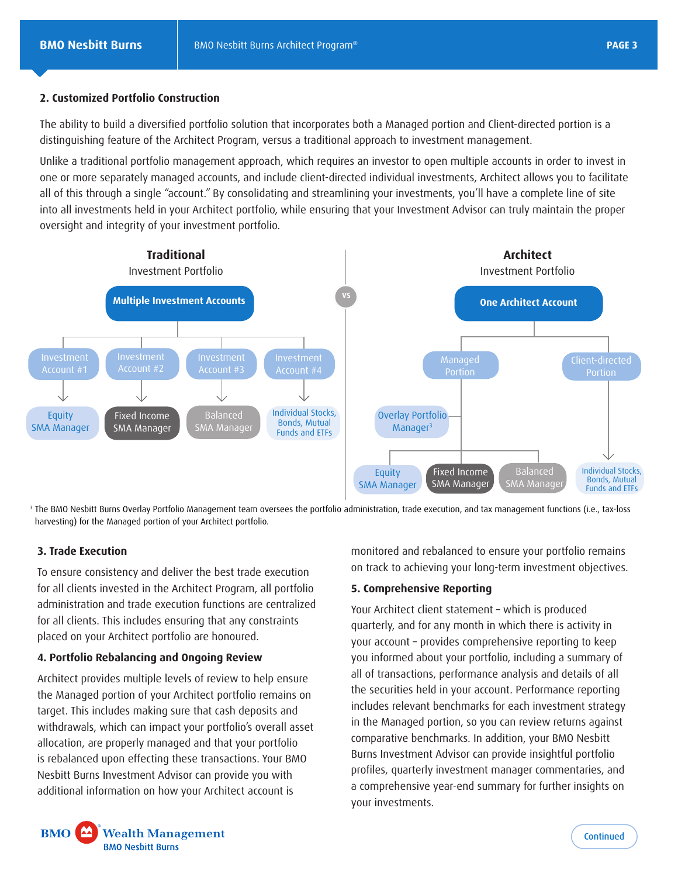## 2. Customized Portfolio Construction

The ability to build a diversified portfolio solution that incorporates both a Managed portion and Client-directed portion is a distinguishing feature of the Architect Program, versus a traditional approach to investment management.

Unlike a traditional portfolio management approach, which requires an investor to open multiple accounts in order to invest in one or more separately managed accounts, and include client-directed individual investments, Architect allows you to facilitate all of this through a single "account." By consolidating and streamlining your investments, you'll have a complete line of site into all investments held in your Architect portfolio, while ensuring that your Investment Advisor can truly maintain the proper oversight and integrity of your investment portfolio.

**Traditional**
Investment Portfolio

- **Multiple Investment Accounts**
  - Investment Account #1 → Equity SMA Manager
  - Investment Account #2 → Fixed Income SMA Manager
  - Investment Account #3 → Balanced SMA Manager
  - Investment Account #4 → Individual Stocks, Bonds, Mutual Funds and ETFs

VS

**Architect**
Investment Portfolio

- **One Architect Account**
  - Managed Portion
    - Overlay Portfolio Manager[3]
      - Equity SMA Manager
      - Fixed Income SMA Manager
      - Balanced SMA Manager
  - Client-directed Portion → Individual Stocks, Bonds, Mutual Funds and ETFs

[3] The BMO Nesbitt Burns Overlay Portfolio Management team oversees the portfolio administration, trade execution, and tax management functions (i.e., tax-loss harvesting) for the Managed portion of your Architect portfolio.

## 3. Trade Execution

To ensure consistency and deliver the best trade execution for all clients invested in the Architect Program, all portfolio administration and trade execution functions are centralized for all clients. This includes ensuring that any constraints placed on your Architect portfolio are honoured.

## 4. Portfolio Rebalancing and Ongoing Review

Architect provides multiple levels of review to help ensure the Managed portion of your Architect portfolio remains on target. This includes making sure that cash deposits and withdrawals, which can impact your portfolio's overall asset allocation, are properly managed and that your portfolio is rebalanced upon effecting these transactions. Your BMO Nesbitt Burns Investment Advisor can provide you with additional information on how your Architect account is monitored and rebalanced to ensure your portfolio remains on track to achieving your long-term investment objectives.

## 5. Comprehensive Reporting

Your Architect client statement – which is produced quarterly, and for any month in which there is activity in your account – provides comprehensive reporting to keep you informed about your portfolio, including a summary of all of transactions, performance analysis and details of all the securities held in your account. Performance reporting includes relevant benchmarks for each investment strategy in the Managed portion, so you can review returns against comparative benchmarks. In addition, your BMO Nesbitt Burns Investment Advisor can provide insightful portfolio profiles, quarterly investment manager commentaries, and a comprehensive year-end summary for further insights on your investments.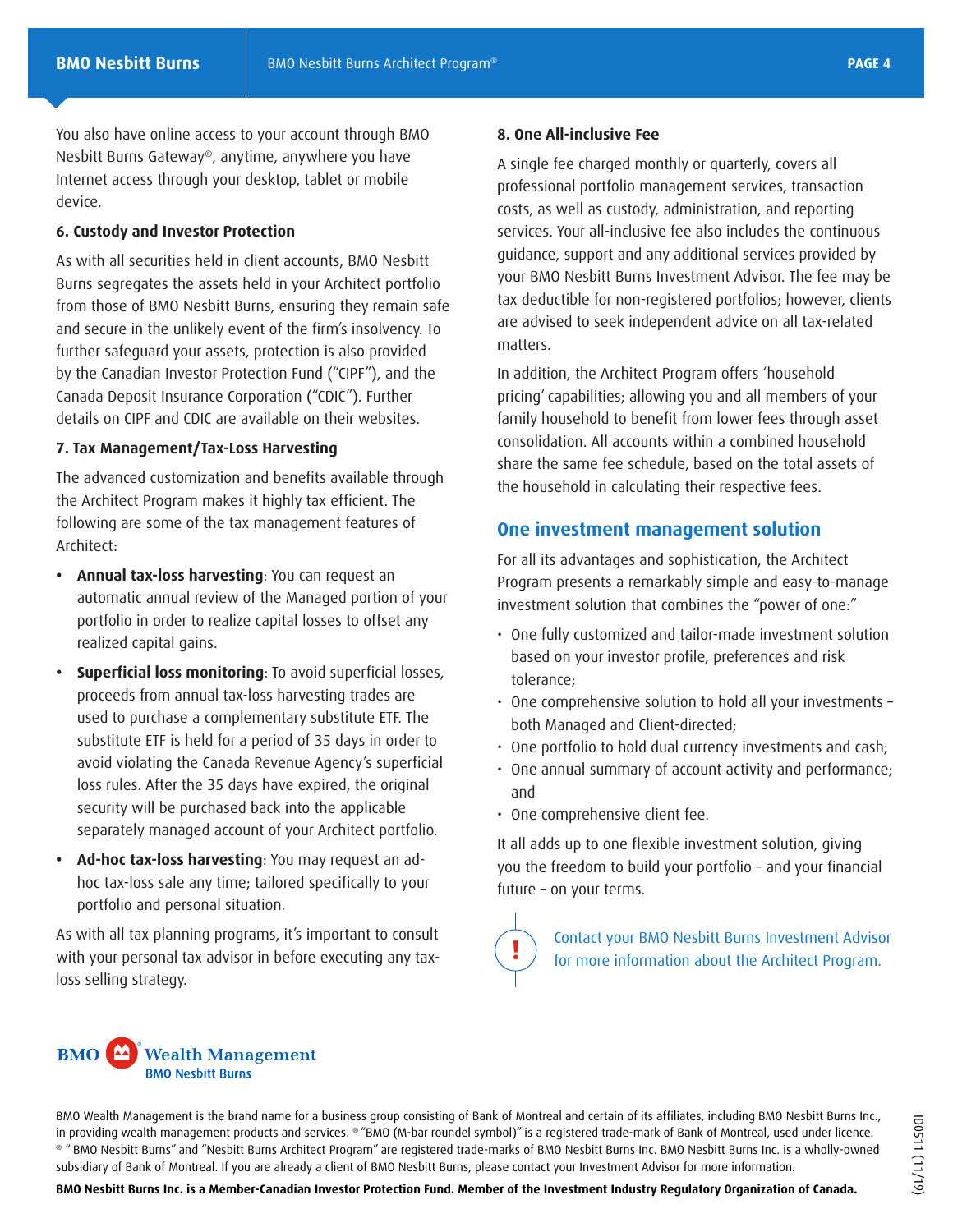You also have online access to your account through BMO Nesbitt Burns Gateway®, anytime, anywhere you have Internet access through your desktop, tablet or mobile device.

**6. Custody and Investor Protection**

As with all securities held in client accounts, BMO Nesbitt Burns segregates the assets held in your Architect portfolio from those of BMO Nesbitt Burns, ensuring they remain safe and secure in the unlikely event of the firm's insolvency. To further safeguard your assets, protection is also provided by the Canadian Investor Protection Fund ("CIPF"), and the Canada Deposit Insurance Corporation ("CDIC"). Further details on CIPF and CDIC are available on their websites.

**7. Tax Management/Tax-Loss Harvesting**

The advanced customization and benefits available through the Architect Program makes it highly tax efficient. The following are some of the tax management features of Architect:

- **Annual tax-loss harvesting**: You can request an automatic annual review of the Managed portion of your portfolio in order to realize capital losses to offset any realized capital gains.
- **Superficial loss monitoring**: To avoid superficial losses, proceeds from annual tax-loss harvesting trades are used to purchase a complementary substitute ETF. The substitute ETF is held for a period of 35 days in order to avoid violating the Canada Revenue Agency's superficial loss rules. After the 35 days have expired, the original security will be purchased back into the applicable separately managed account of your Architect portfolio.
- **Ad-hoc tax-loss harvesting**: You may request an ad-hoc tax-loss sale any time; tailored specifically to your portfolio and personal situation.

As with all tax planning programs, it's important to consult with your personal tax advisor in before executing any tax-loss selling strategy.

**8. One All-inclusive Fee**

A single fee charged monthly or quarterly, covers all professional portfolio management services, transaction costs, as well as custody, administration, and reporting services. Your all-inclusive fee also includes the continuous guidance, support and any additional services provided by your BMO Nesbitt Burns Investment Advisor. The fee may be tax deductible for non-registered portfolios; however, clients are advised to seek independent advice on all tax-related matters.

In addition, the Architect Program offers 'household pricing' capabilities; allowing you and all members of your family household to benefit from lower fees through asset consolidation. All accounts within a combined household share the same fee schedule, based on the total assets of the household in calculating their respective fees.

## One investment management solution

For all its advantages and sophistication, the Architect Program presents a remarkably simple and easy-to-manage investment solution that combines the "power of one:"

- One fully customized and tailor-made investment solution based on your investor profile, preferences and risk tolerance;
- One comprehensive solution to hold all your investments – both Managed and Client-directed;
- One portfolio to hold dual currency investments and cash;
- One annual summary of account activity and performance; and
- One comprehensive client fee.

It all adds up to one flexible investment solution, giving you the freedom to build your portfolio – and your financial future – on your terms.

Contact your BMO Nesbitt Burns Investment Advisor for more information about the Architect Program.

BMO Wealth Management
BMO Nesbitt Burns

BMO Wealth Management is the brand name for a business group consisting of Bank of Montreal and certain of its affiliates, including BMO Nesbitt Burns Inc., in providing wealth management products and services. ® "BMO (M-bar roundel symbol)" is a registered trade-mark of Bank of Montreal, used under licence. ® " BMO Nesbitt Burns" and "Nesbitt Burns Architect Program" are registered trade-marks of BMO Nesbitt Burns Inc. BMO Nesbitt Burns Inc. is a wholly-owned subsidiary of Bank of Montreal. If you are already a client of BMO Nesbitt Burns, please contact your Investment Advisor for more information.

**BMO Nesbitt Burns Inc. is a Member-Canadian Investor Protection Fund. Member of the Investment Industry Regulatory Organization of Canada.**

ID0511 (11/19)